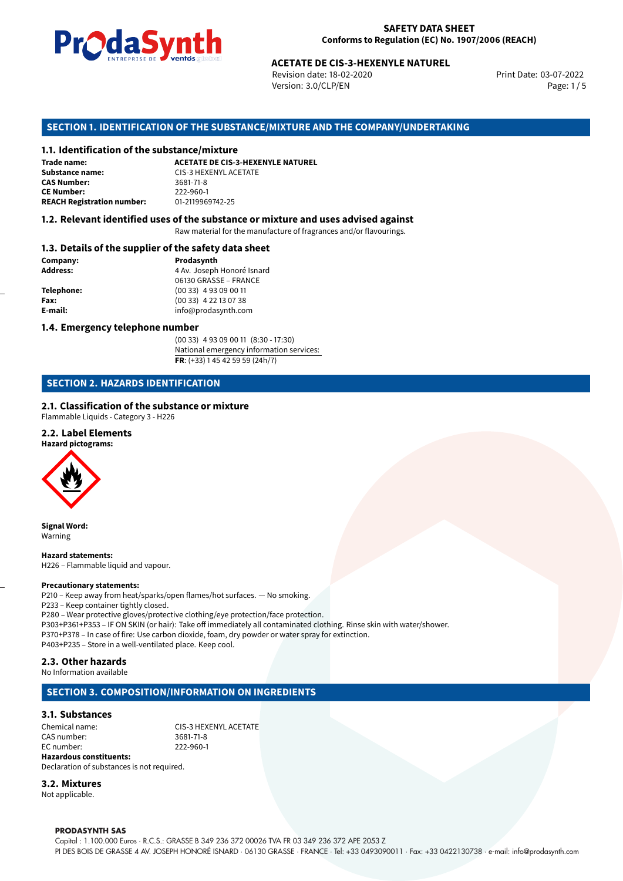**SAFETY DATA SHEET**
**Conforms to Regulation (EC) No. 1907/2006 (REACH)**

**ACETATE DE CIS-3-HEXENYLE NATUREL**
Revision date: 18-02-2020
Version: 3.0/CLP/EN
Print Date: 03-07-2022

## SECTION 1. IDENTIFICATION OF THE SUBSTANCE/MIXTURE AND THE COMPANY/UNDERTAKING

### 1.1. Identification of the substance/mixture

**Trade name:** **ACETATE DE CIS-3-HEXENYLE NATUREL**
**Substance name:** CIS-3 HEXENYL ACETATE
**CAS Number:** 3681-71-8
**CE Number:** 222-960-1
**REACH Registration number:** 01-2119969742-25

### 1.2. Relevant identified uses of the substance or mixture and uses advised against

Raw material for the manufacture of fragrances and/or flavourings.

### 1.3. Details of the supplier of the safety data sheet

**Company:** **Prodasynth**
**Address:** 4 Av. Joseph Honoré Isnard
06130 GRASSE – FRANCE
**Telephone:** (00 33) 4 93 09 00 11
**Fax:** (00 33) 4 22 13 07 38
**E-mail:** info@prodasynth.com

### 1.4. Emergency telephone number

(00 33) 4 93 09 00 11 (8:30 - 17:30)
National emergency information services:
**FR**: (+33) 1 45 42 59 59 (24h/7)

## SECTION 2. HAZARDS IDENTIFICATION

### 2.1. Classification of the substance or mixture

Flammable Liquids - Category 3 - H226

### 2.2. Label Elements

**Hazard pictograms:**

**Signal Word:**
Warning

**Hazard statements:**
H226 – Flammable liquid and vapour.

**Precautionary statements:**
P210 – Keep away from heat/sparks/open flames/hot surfaces. — No smoking.
P233 – Keep container tightly closed.
P280 – Wear protective gloves/protective clothing/eye protection/face protection.
P303+P361+P353 – IF ON SKIN (or hair): Take off immediately all contaminated clothing. Rinse skin with water/shower.
P370+P378 – In case of fire: Use carbon dioxide, foam, dry powder or water spray for extinction.
P403+P235 – Store in a well-ventilated place. Keep cool.

### 2.3. Other hazards

No Information available

## SECTION 3. COMPOSITION/INFORMATION ON INGREDIENTS

### 3.1. Substances

Chemical name: CIS-3 HEXENYL ACETATE
CAS number: 3681-71-8
EC number: 222-960-1
**Hazardous constituents:**
Declaration of substances is not required.

### 3.2. Mixtures

Not applicable.

**PRODASYNTH SAS**
Capital : 1.100.000 Euros · R.C.S.: GRASSE B 349 236 372 00026 TVA FR 03 349 236 372 APE 2053 Z
PI DES BOIS DE GRASSE 4 AV. JOSEPH HONORÉ ISNARD · 06130 GRASSE · FRANCE · Tel: +33 0493090011 · Fax: +33 0422130738 · e-mail: info@prodasynth.com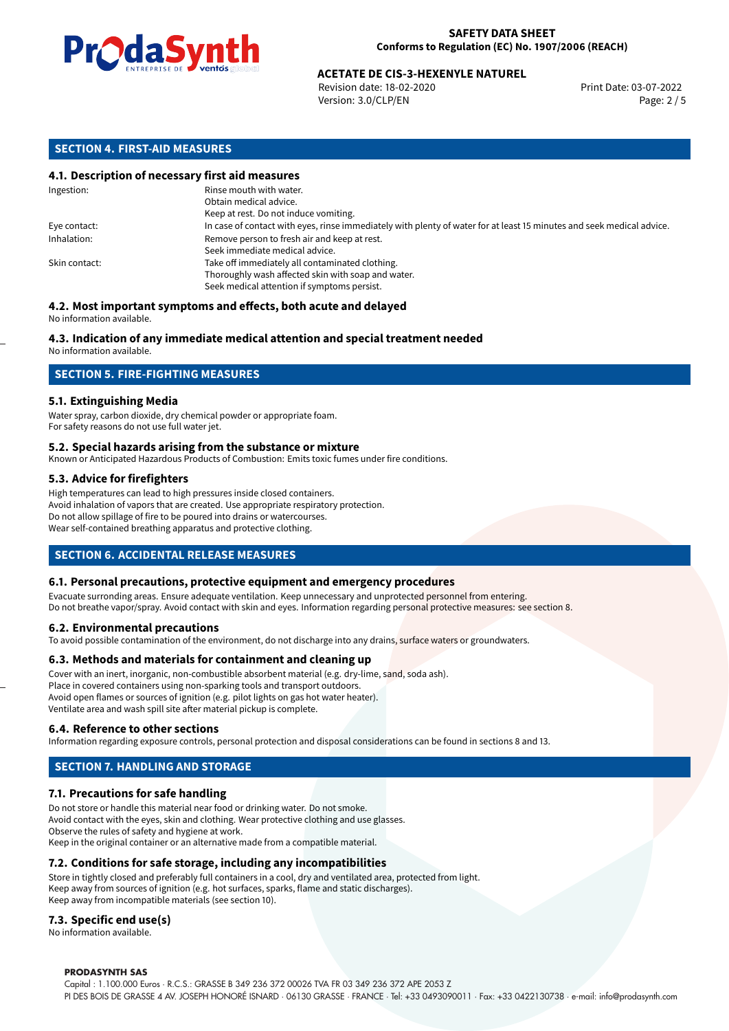## SECTION 4. FIRST-AID MEASURES

### 4.1. Description of necessary first aid measures

| | |
|---|---|
| Ingestion: | Rinse mouth with water.<br>Obtain medical advice.<br>Keep at rest. Do not induce vomiting. |
| Eye contact: | In case of contact with eyes, rinse immediately with plenty of water for at least 15 minutes and seek medical advice. |
| Inhalation: | Remove person to fresh air and keep at rest.<br>Seek immediate medical advice. |
| Skin contact: | Take off immediately all contaminated clothing.<br>Thoroughly wash affected skin with soap and water.<br>Seek medical attention if symptoms persist. |

### 4.2. Most important symptoms and effects, both acute and delayed

No information available.

### 4.3. Indication of any immediate medical attention and special treatment needed

No information available.

## SECTION 5. FIRE-FIGHTING MEASURES

### 5.1. Extinguishing Media

Water spray, carbon dioxide, dry chemical powder or appropriate foam.
For safety reasons do not use full water jet.

### 5.2. Special hazards arising from the substance or mixture

Known or Anticipated Hazardous Products of Combustion: Emits toxic fumes under fire conditions.

### 5.3. Advice for firefighters

High temperatures can lead to high pressures inside closed containers.
Avoid inhalation of vapors that are created. Use appropriate respiratory protection.
Do not allow spillage of fire to be poured into drains or watercourses.
Wear self-contained breathing apparatus and protective clothing.

## SECTION 6. ACCIDENTAL RELEASE MEASURES

### 6.1. Personal precautions, protective equipment and emergency procedures

Evacuate surronding areas. Ensure adequate ventilation. Keep unnecessary and unprotected personnel from entering.
Do not breathe vapor/spray. Avoid contact with skin and eyes. Information regarding personal protective measures: see section 8.

### 6.2. Environmental precautions

To avoid possible contamination of the environment, do not discharge into any drains, surface waters or groundwaters.

### 6.3. Methods and materials for containment and cleaning up

Cover with an inert, inorganic, non-combustible absorbent material (e.g. dry-lime, sand, soda ash).
Place in covered containers using non-sparking tools and transport outdoors.
Avoid open flames or sources of ignition (e.g. pilot lights on gas hot water heater).
Ventilate area and wash spill site after material pickup is complete.

### 6.4. Reference to other sections

Information regarding exposure controls, personal protection and disposal considerations can be found in sections 8 and 13.

## SECTION 7. HANDLING AND STORAGE

### 7.1. Precautions for safe handling

Do not store or handle this material near food or drinking water. Do not smoke.
Avoid contact with the eyes, skin and clothing. Wear protective clothing and use glasses.
Observe the rules of safety and hygiene at work.
Keep in the original container or an alternative made from a compatible material.

### 7.2. Conditions for safe storage, including any incompatibilities

Store in tightly closed and preferably full containers in a cool, dry and ventilated area, protected from light.
Keep away from sources of ignition (e.g. hot surfaces, sparks, flame and static discharges).
Keep away from incompatible materials (see section 10).

### 7.3. Specific end use(s)

No information available.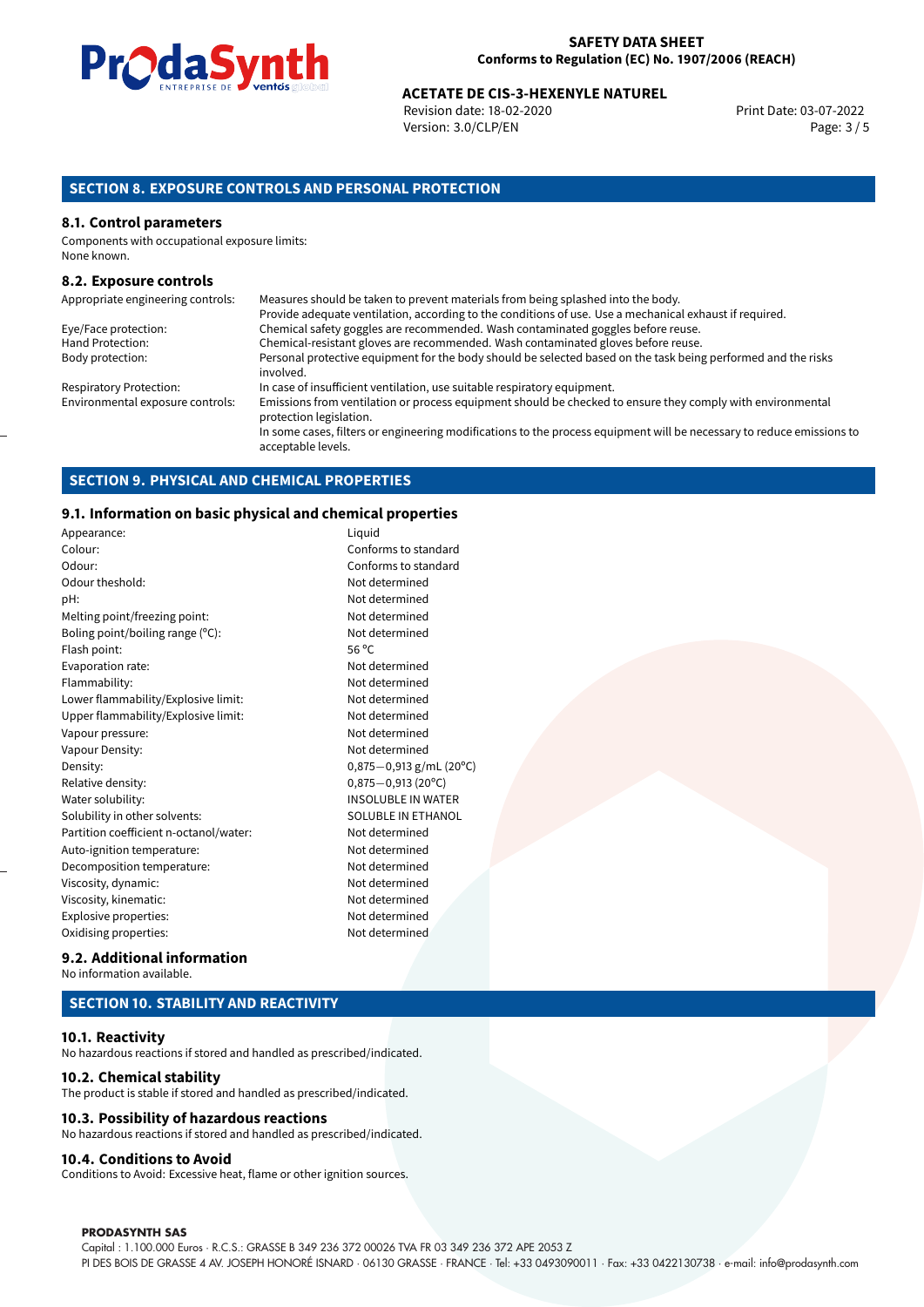## SECTION 8. EXPOSURE CONTROLS AND PERSONAL PROTECTION

### 8.1. Control parameters

Components with occupational exposure limits:
None known.

### 8.2. Exposure controls

| | |
|---|---|
| Appropriate engineering controls: | Measures should be taken to prevent materials from being splashed into the body. Provide adequate ventilation, according to the conditions of use. Use a mechanical exhaust if required. |
| Eye/Face protection: | Chemical safety goggles are recommended. Wash contaminated goggles before reuse. |
| Hand Protection: | Chemical-resistant gloves are recommended. Wash contaminated gloves before reuse. |
| Body protection: | Personal protective equipment for the body should be selected based on the task being performed and the risks involved. |
| Respiratory Protection: | In case of insufficient ventilation, use suitable respiratory equipment. |
| Environmental exposure controls: | Emissions from ventilation or process equipment should be checked to ensure they comply with environmental protection legislation. In some cases, filters or engineering modifications to the process equipment will be necessary to reduce emissions to acceptable levels. |

## SECTION 9. PHYSICAL AND CHEMICAL PROPERTIES

### 9.1. Information on basic physical and chemical properties

| | |
|---|---|
| Appearance: | Liquid |
| Colour: | Conforms to standard |
| Odour: | Conforms to standard |
| Odour theshold: | Not determined |
| pH: | Not determined |
| Melting point/freezing point: | Not determined |
| Boling point/boiling range (°C): | Not determined |
| Flash point: | 56 °C |
| Evaporation rate: | Not determined |
| Flammability: | Not determined |
| Lower flammability/Explosive limit: | Not determined |
| Upper flammability/Explosive limit: | Not determined |
| Vapour pressure: | Not determined |
| Vapour Density: | Not determined |
| Density: | 0,875−0,913 g/mL (20°C) |
| Relative density: | 0,875−0,913 (20°C) |
| Water solubility: | INSOLUBLE IN WATER |
| Solubility in other solvents: | SOLUBLE IN ETHANOL |
| Partition coefficient n-octanol/water: | Not determined |
| Auto-ignition temperature: | Not determined |
| Decomposition temperature: | Not determined |
| Viscosity, dynamic: | Not determined |
| Viscosity, kinematic: | Not determined |
| Explosive properties: | Not determined |
| Oxidising properties: | Not determined |

### 9.2. Additional information

No information available.

## SECTION 10. STABILITY AND REACTIVITY

### 10.1. Reactivity

No hazardous reactions if stored and handled as prescribed/indicated.

### 10.2. Chemical stability

The product is stable if stored and handled as prescribed/indicated.

### 10.3. Possibility of hazardous reactions

No hazardous reactions if stored and handled as prescribed/indicated.

### 10.4. Conditions to Avoid

Conditions to Avoid: Excessive heat, flame or other ignition sources.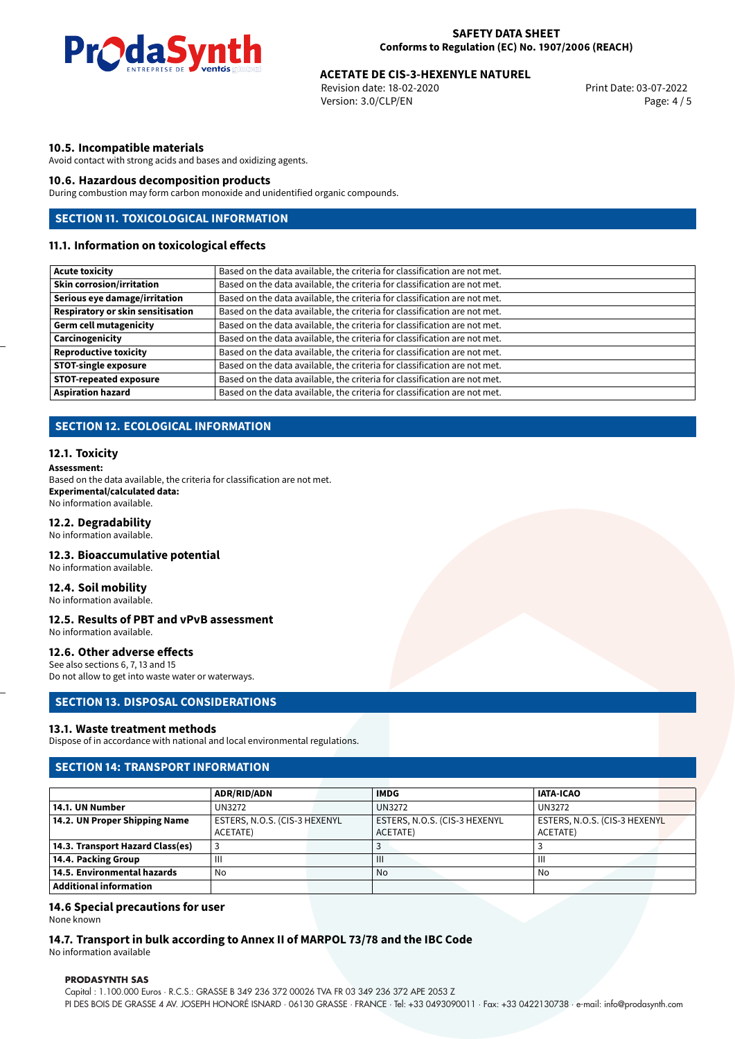### 10.5. Incompatible materials

Avoid contact with strong acids and bases and oxidizing agents.

### 10.6. Hazardous decomposition products

During combustion may form carbon monoxide and unidentified organic compounds.

## SECTION 11. TOXICOLOGICAL INFORMATION

### 11.1. Information on toxicological effects

| | |
|---|---|
| **Acute toxicity** | Based on the data available, the criteria for classification are not met. |
| **Skin corrosion/irritation** | Based on the data available, the criteria for classification are not met. |
| **Serious eye damage/irritation** | Based on the data available, the criteria for classification are not met. |
| **Respiratory or skin sensitisation** | Based on the data available, the criteria for classification are not met. |
| **Germ cell mutagenicity** | Based on the data available, the criteria for classification are not met. |
| **Carcinogenicity** | Based on the data available, the criteria for classification are not met. |
| **Reproductive toxicity** | Based on the data available, the criteria for classification are not met. |
| **STOT-single exposure** | Based on the data available, the criteria for classification are not met. |
| **STOT-repeated exposure** | Based on the data available, the criteria for classification are not met. |
| **Aspiration hazard** | Based on the data available, the criteria for classification are not met. |

## SECTION 12. ECOLOGICAL INFORMATION

### 12.1. Toxicity

**Assessment:**
Based on the data available, the criteria for classification are not met.
**Experimental/calculated data:**
No information available.

### 12.2. Degradability

No information available.

### 12.3. Bioaccumulative potential

No information available.

### 12.4. Soil mobility

No information available.

### 12.5. Results of PBT and vPvB assessment

No information available.

### 12.6. Other adverse effects

See also sections 6, 7, 13 and 15
Do not allow to get into waste water or waterways.

## SECTION 13. DISPOSAL CONSIDERATIONS

### 13.1. Waste treatment methods

Dispose of in accordance with national and local environmental regulations.

## SECTION 14: TRANSPORT INFORMATION

| | ADR/RID/ADN | IMDG | IATA-ICAO |
|---|---|---|---|
| **14.1. UN Number** | UN3272 | UN3272 | UN3272 |
| **14.2. UN Proper Shipping Name** | ESTERS, N.O.S. (CIS-3 HEXENYL ACETATE) | ESTERS, N.O.S. (CIS-3 HEXENYL ACETATE) | ESTERS, N.O.S. (CIS-3 HEXENYL ACETATE) |
| **14.3. Transport Hazard Class(es)** | 3 | 3 | 3 |
| **14.4. Packing Group** | III | III | III |
| **14.5. Environmental hazards** | No | No | No |
| **Additional information** | | | |

### 14.6 Special precautions for user

None known

### 14.7. Transport in bulk according to Annex II of MARPOL 73/78 and the IBC Code

No information available

**PRODASYNTH SAS**
Capital : 1.100.000 Euros · R.C.S.: GRASSE B 349 236 372 00026 TVA FR 03 349 236 372 APE 2053 Z
PI DES BOIS DE GRASSE 4 AV. JOSEPH HONORÉ ISNARD · 06130 GRASSE · FRANCE · Tel: +33 0493090011 · Fax: +33 0422130738 · e-mail: info@prodasynth.com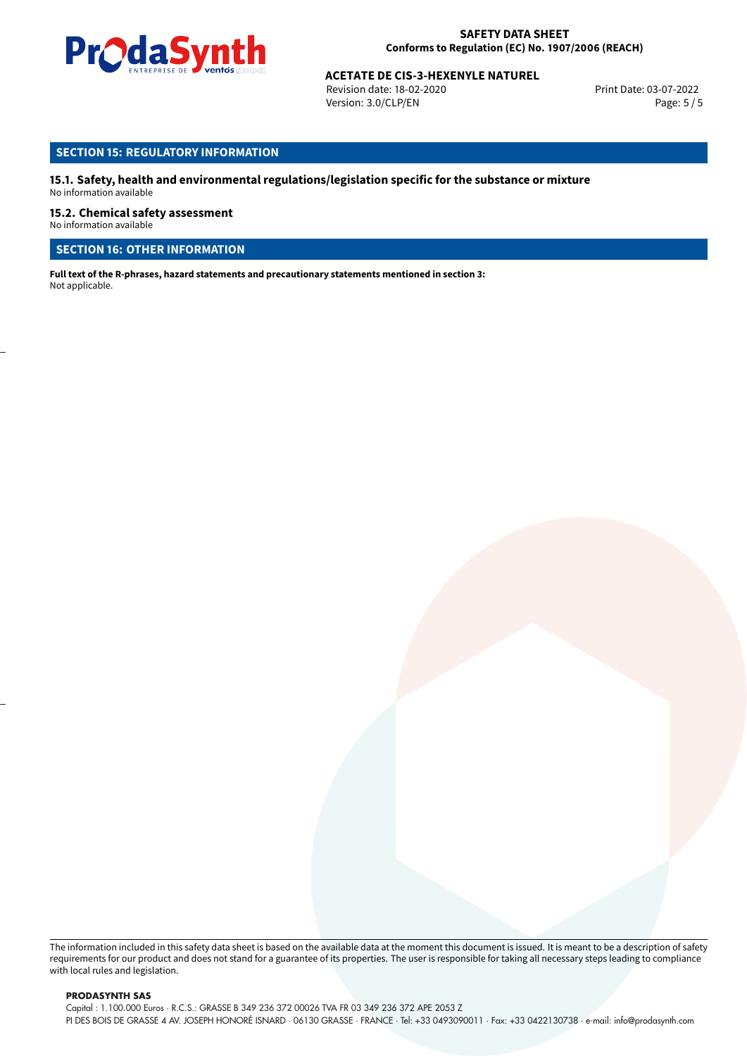## SECTION 15: REGULATORY INFORMATION

### 15.1. Safety, health and environmental regulations/legislation specific for the substance or mixture

No information available

### 15.2. Chemical safety assessment

No information available

## SECTION 16: OTHER INFORMATION

**Full text of the R-phrases, hazard statements and precautionary statements mentioned in section 3:**
Not applicable.

The information included in this safety data sheet is based on the available data at the moment this document is issued. It is meant to be a description of safety requirements for our product and does not stand for a guarantee of its properties. The user is responsible for taking all necessary steps leading to compliance with local rules and legislation.

**PRODASYNTH SAS**
Capital : 1.100.000 Euros · R.C.S.: GRASSE B 349 236 372 00026 TVA FR 03 349 236 372 APE 2053 Z
PI DES BOIS DE GRASSE 4 AV. JOSEPH HONORÉ ISNARD · 06130 GRASSE · FRANCE · Tel: +33 0493090011 · Fax: +33 0422130738 · e-mail: info@prodasynth.com